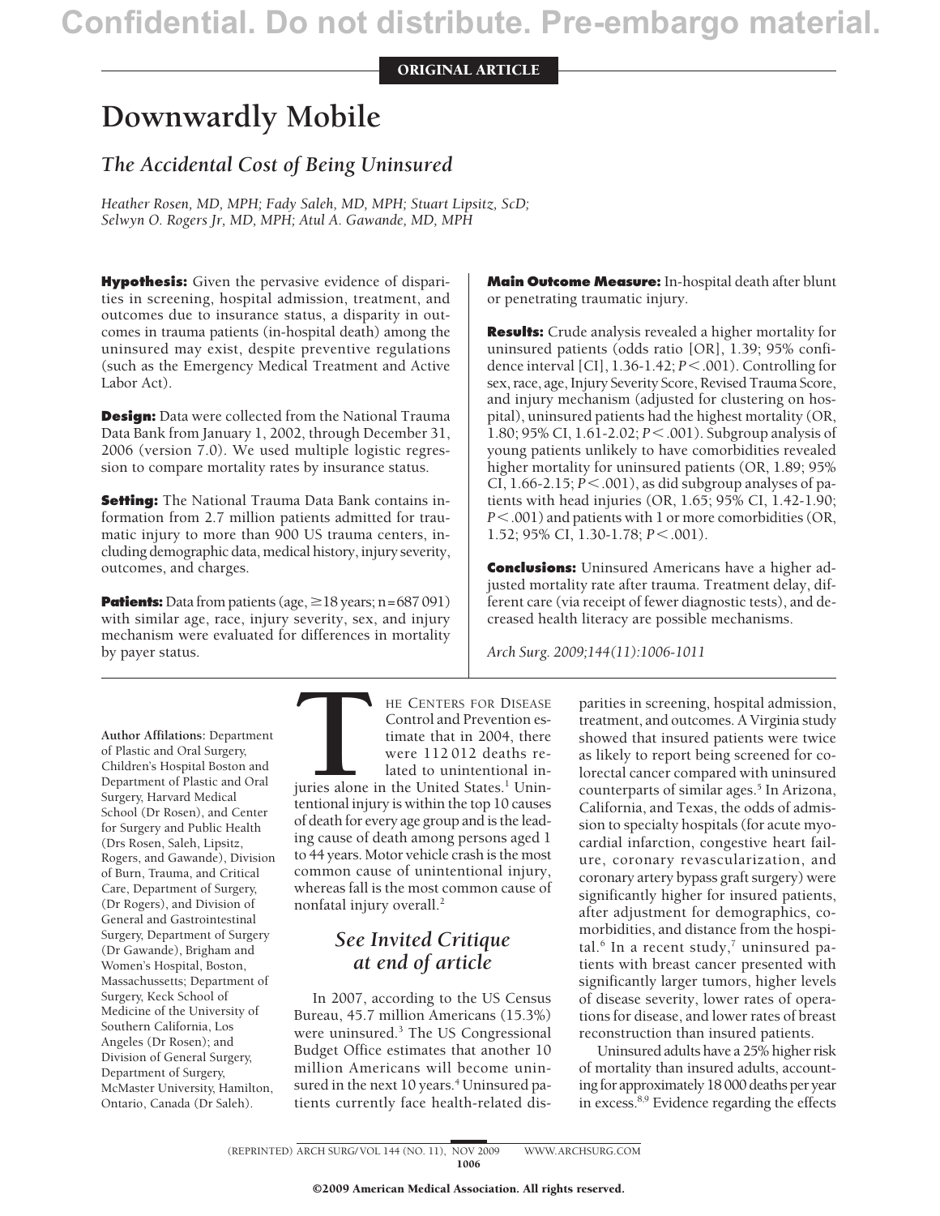ORIGINAL ARTICLE

# Downwardly Mobile

## *The Accidental Cost of Being Uninsured*

*Heather Rosen, MD, MPH; Fady Saleh, MD, MPH; Stuart Lipsitz, ScD; Selwyn O. Rogers Jr, MD, MPH; Atul A. Gawande, MD, MPH*

**Hypothesis:** Given the pervasive evidence of disparities in screening, hospital admission, treatment, and outcomes due to insurance status, a disparity in outcomes in trauma patients (in-hospital death) among the uninsured may exist, despite preventive regulations (such as the Emergency Medical Treatment and Active Labor Act).

**Design:** Data were collected from the National Trauma Data Bank from January 1, 2002, through December 31, 2006 (version 7.0). We used multiple logistic regression to compare mortality rates by insurance status.

**Setting:** The National Trauma Data Bank contains information from 2.7 million patients admitted for traumatic injury to more than 900 US trauma centers, including demographic data, medical history, injury severity, outcomes, and charges.

**Patients:** Data from patients (age, ≥18 years; n=687 091) with similar age, race, injury severity, sex, and injury mechanism were evaluated for differences in mortality by payer status.

**Main Outcome Measure:** In-hospital death after blunt or penetrating traumatic injury.

**Results:** Crude analysis revealed a higher mortality for uninsured patients (odds ratio [OR], 1.39; 95% confidence interval [CI], 1.36-1.42; $P<.001$). Controlling for sex, race, age, Injury Severity Score, Revised Trauma Score, and injury mechanism (adjusted for clustering on hospital), uninsured patients had the highest mortality (OR, 1.80; 95% CI, 1.61-2.02; $P<.001$). Subgroup analysis of young patients unlikely to have comorbidities revealed higher mortality for uninsured patients (OR, 1.89; 95% CI, 1.66-2.15; $P<.001$), as did subgroup analyses of patients with head injuries (OR, 1.65; 95% CI, 1.42-1.90; $P<.001$) and patients with 1 or more comorbidities (OR, 1.52; 95% CI, 1.30-1.78; $P<.001$).

**Conclusions:** Uninsured Americans have a higher adjusted mortality rate after trauma. Treatment delay, different care (via receipt of fewer diagnostic tests), and decreased health literacy are possible mechanisms.

*Arch Surg. 2009;144(11):1006-1011*

**Author Affiliations:** Department of Plastic and Oral Surgery, Children's Hospital Boston and Department of Plastic and Oral Surgery, Harvard Medical School (Dr Rosen), and Center for Surgery and Public Health (Drs Rosen, Saleh, Lipsitz, Rogers, and Gawande), Division of Burn, Trauma, and Critical Care, Department of Surgery, (Dr Rogers), and Division of General and Gastrointestinal Surgery, Department of Surgery (Dr Gawande), Brigham and Women's Hospital, Boston, Massachussetts; Department of Surgery, Keck School of Medicine of the University of Southern California, Los Angeles (Dr Rosen); and Division of General Surgery, Department of Surgery, McMaster University, Hamilton, Ontario, Canada (Dr Saleh).

The Centers for Disease Control and Prevention estimate that in 2004, there were 112 012 deaths related to unintentional injuries alone in the United States.[1] Unintentional injury is within the top 10 causes of death for every age group and is the leading cause of death among persons aged 1 to 44 years. Motor vehicle crash is the most common cause of unintentional injury, whereas fall is the most common cause of nonfatal injury overall.[2]

*See Invited Critique at end of article*

In 2007, according to the US Census Bureau, 45.7 million Americans (15.3%) were uninsured.[3] The US Congressional Budget Office estimates that another 10 million Americans will become uninsured in the next 10 years.[4] Uninsured patients currently face health-related disparities in screening, hospital admission, treatment, and outcomes. A Virginia study showed that insured patients were twice as likely to report being screened for colorectal cancer compared with uninsured counterparts of similar ages.[5] In Arizona, California, and Texas, the odds of admission to specialty hospitals (for acute myocardial infarction, congestive heart failure, coronary revascularization, and coronary artery bypass graft surgery) were significantly higher for insured patients, after adjustment for demographics, comorbidities, and distance from the hospital.[6] In a recent study,[7] uninsured patients with breast cancer presented with significantly larger tumors, higher levels of disease severity, lower rates of operations for disease, and lower rates of breast reconstruction than insured patients.

Uninsured adults have a 25% higher risk of mortality than insured adults, accounting for approximately 18 000 deaths per year in excess.[8,9] Evidence regarding the effects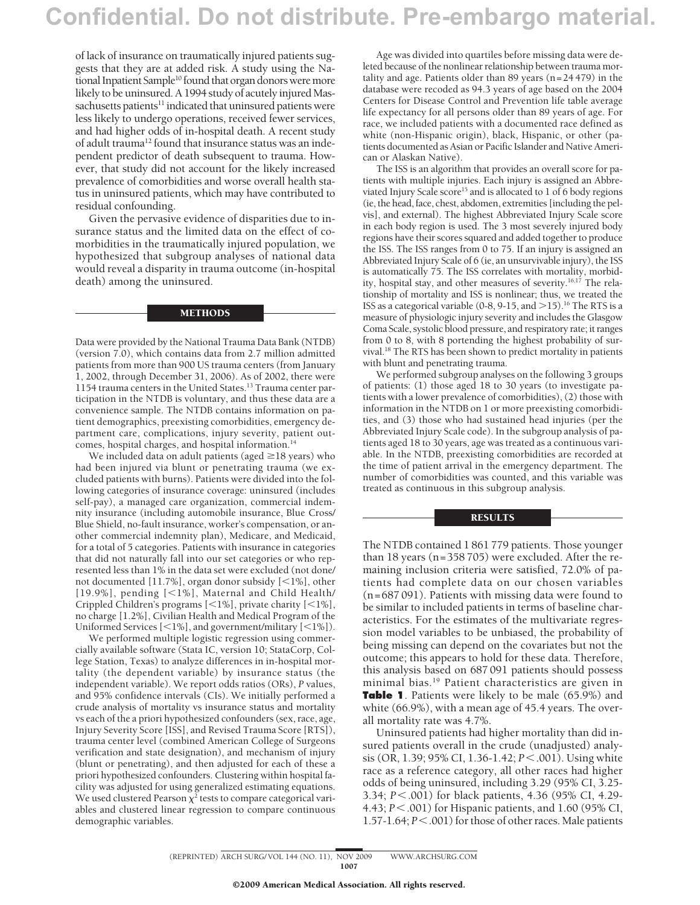of lack of insurance on traumatically injured patients suggests that they are at added risk. A study using the National Inpatient Sample[10] found that organ donors were more likely to be uninsured. A 1994 study of acutely injured Massachusetts patients[11] indicated that uninsured patients were less likely to undergo operations, received fewer services, and had higher odds of in-hospital death. A recent study of adult trauma[12] found that insurance status was an independent predictor of death subsequent to trauma. However, that study did not account for the likely increased prevalence of comorbidities and worse overall health status in uninsured patients, which may have contributed to residual confounding.

Given the pervasive evidence of disparities due to insurance status and the limited data on the effect of comorbidities in the traumatically injured population, we hypothesized that subgroup analyses of national data would reveal a disparity in trauma outcome (in-hospital death) among the uninsured.

## METHODS

Data were provided by the National Trauma Data Bank (NTDB) (version 7.0), which contains data from 2.7 million admitted patients from more than 900 US trauma centers (from January 1, 2002, through December 31, 2006). As of 2002, there were 1154 trauma centers in the United States.[13] Trauma center participation in the NTDB is voluntary, and thus these data are a convenience sample. The NTDB contains information on patient demographics, preexisting comorbidities, emergency department care, complications, injury severity, patient outcomes, hospital charges, and hospital information.[14]

We included data on adult patients (aged ≥18 years) who had been injured via blunt or penetrating trauma (we excluded patients with burns). Patients were divided into the following categories of insurance coverage: uninsured (includes self-pay), a managed care organization, commercial indemnity insurance (including automobile insurance, Blue Cross/Blue Shield, no-fault insurance, worker's compensation, or another commercial indemnity plan), Medicare, and Medicaid, for a total of 5 categories. Patients with insurance in categories that did not naturally fall into our set categories or who represented less than 1% in the data set were excluded (not done/not documented [11.7%], organ donor subsidy [<1%], other [19.9%], pending [<1%], Maternal and Child Health/Crippled Children's programs [<1%], private charity [<1%], no charge [1.2%], Civilian Health and Medical Program of the Uniformed Services [<1%], and government/military [<1%]).

We performed multiple logistic regression using commercially available software (Stata IC, version 10; StataCorp, College Station, Texas) to analyze differences in in-hospital mortality (the dependent variable) by insurance status (the independent variable). We report odds ratios (ORs), *P* values, and 95% confidence intervals (CIs). We initially performed a crude analysis of mortality vs insurance status and mortality vs each of the a priori hypothesized confounders (sex, race, age, Injury Severity Score [ISS], and Revised Trauma Score [RTS]), trauma center level (combined American College of Surgeons verification and state designation), and mechanism of injury (blunt or penetrating), and then adjusted for each of these a priori hypothesized confounders. Clustering within hospital facility was adjusted for using generalized estimating equations. We used clustered Pearson $\chi^2$ tests to compare categorical variables and clustered linear regression to compare continuous demographic variables.

Age was divided into quartiles before missing data were deleted because of the nonlinear relationship between trauma mortality and age. Patients older than 89 years (n=24 479) in the database were recoded as 94.3 years of age based on the 2004 Centers for Disease Control and Prevention life table average life expectancy for all persons older than 89 years of age. For race, we included patients with a documented race defined as white (non-Hispanic origin), black, Hispanic, or other (patients documented as Asian or Pacific Islander and Native American or Alaskan Native).

The ISS is an algorithm that provides an overall score for patients with multiple injuries. Each injury is assigned an Abbreviated Injury Scale score[15] and is allocated to 1 of 6 body regions (ie, the head, face, chest, abdomen, extremities [including the pelvis], and external). The highest Abbreviated Injury Scale score in each body region is used. The 3 most severely injured body regions have their scores squared and added together to produce the ISS. The ISS ranges from 0 to 75. If an injury is assigned an Abbreviated Injury Scale of 6 (ie, an unsurvivable injury), the ISS is automatically 75. The ISS correlates with mortality, morbidity, hospital stay, and other measures of severity.[16,17] The relationship of mortality and ISS is nonlinear; thus, we treated the ISS as a categorical variable (0-8, 9-15, and >15).[16] The RTS is a measure of physiologic injury severity and includes the Glasgow Coma Scale, systolic blood pressure, and respiratory rate; it ranges from 0 to 8, with 8 portending the highest probability of survival.[18] The RTS has been shown to predict mortality in patients with blunt and penetrating trauma.

We performed subgroup analyses on the following 3 groups of patients: (1) those aged 18 to 30 years (to investigate patients with a lower prevalence of comorbidities), (2) those with information in the NTDB on 1 or more preexisting comorbidities, and (3) those who had sustained head injuries (per the Abbreviated Injury Scale code). In the subgroup analysis of patients aged 18 to 30 years, age was treated as a continuous variable. In the NTDB, preexisting comorbidities are recorded at the time of patient arrival in the emergency department. The number of comorbidities was counted, and this variable was treated as continuous in this subgroup analysis.

## RESULTS

The NTDB contained 1 861 779 patients. Those younger than 18 years (n=358 705) were excluded. After the remaining inclusion criteria were satisfied, 72.0% of patients had complete data on our chosen variables (n=687 091). Patients with missing data were found to be similar to included patients in terms of baseline characteristics. For the estimates of the multivariate regression model variables to be unbiased, the probability of being missing can depend on the covariates but not the outcome; this appears to hold for these data. Therefore, this analysis based on 687 091 patients should possess minimal bias.[19] Patient characteristics are given in **Table 1**. Patients were likely to be male (65.9%) and white (66.9%), with a mean age of 45.4 years. The overall mortality rate was 4.7%.

Uninsured patients had higher mortality than did insured patients overall in the crude (unadjusted) analysis (OR, 1.39; 95% CI, 1.36-1.42; *P*<.001). Using white race as a reference category, all other races had higher odds of being uninsured, including 3.29 (95% CI, 3.25-3.34; *P*<.001) for black patients, 4.36 (95% CI, 4.29-4.43; *P*<.001) for Hispanic patients, and 1.60 (95% CI, 1.57-1.64; *P*<.001) for those of other races. Male patients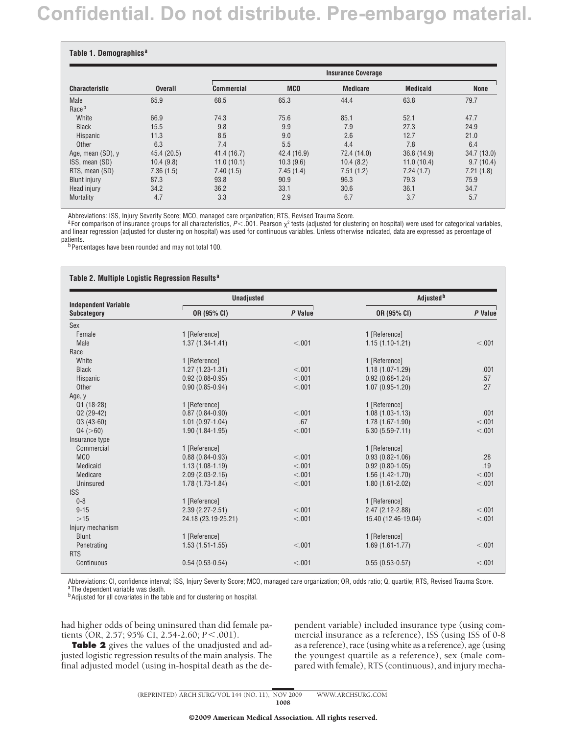Confidential. Do not distribute. Pre-embargo material.

**Table 1. Demographics[a]**

| Characteristic | Overall | Insurance Coverage | | | | |
|---|---|---|---|---|---|---|
| | | Commercial | MCO | Medicare | Medicaid | None |
| Male | 65.9 | 68.5 | 65.3 | 44.4 | 63.8 | 79.7 |
| Race[b] | | | | | | |
| White | 66.9 | 74.3 | 75.6 | 85.1 | 52.1 | 47.7 |
| Black | 15.5 | 9.8 | 9.9 | 7.9 | 27.3 | 24.9 |
| Hispanic | 11.3 | 8.5 | 9.0 | 2.6 | 12.7 | 21.0 |
| Other | 6.3 | 7.4 | 5.5 | 4.4 | 7.8 | 6.4 |
| Age, mean (SD), y | 45.4 (20.5) | 41.4 (16.7) | 42.4 (16.9) | 72.4 (14.0) | 36.8 (14.9) | 34.7 (13.0) |
| ISS, mean (SD) | 10.4 (9.8) | 11.0 (10.1) | 10.3 (9.6) | 10.4 (8.2) | 11.0 (10.4) | 9.7 (10.4) |
| RTS, mean (SD) | 7.36 (1.5) | 7.40 (1.5) | 7.45 (1.4) | 7.51 (1.2) | 7.24 (1.7) | 7.21 (1.8) |
| Blunt injury | 87.3 | 93.8 | 90.9 | 96.3 | 79.3 | 75.9 |
| Head injury | 34.2 | 36.2 | 33.1 | 30.6 | 36.1 | 34.7 |
| Mortality | 4.7 | 3.3 | 2.9 | 6.7 | 3.7 | 5.7 |

Abbreviations: ISS, Injury Severity Score; MCO, managed care organization; RTS, Revised Trauma Score.
[a] For comparison of insurance groups for all characteristics, $P < .001$. Pearson $\chi^2$ tests (adjusted for clustering on hospital) were used for categorical variables, and linear regression (adjusted for clustering on hospital) was used for continuous variables. Unless otherwise indicated, data are expressed as percentage of patients.
[b] Percentages have been rounded and may not total 100.

**Table 2. Multiple Logistic Regression Results[a]**

| Independent Variable Subcategory | Unadjusted | | Adjusted[b] | |
|---|---|---|---|---|
| | OR (95% CI) | *P* Value | OR (95% CI) | *P* Value |
| Sex | | | | |
| Female | 1 [Reference] | | 1 [Reference] | |
| Male | 1.37 (1.34-1.41) | <.001 | 1.15 (1.10-1.21) | <.001 |
| Race | | | | |
| White | 1 [Reference] | | 1 [Reference] | |
| Black | 1.27 (1.23-1.31) | <.001 | 1.18 (1.07-1.29) | .001 |
| Hispanic | 0.92 (0.88-0.95) | <.001 | 0.92 (0.68-1.24) | .57 |
| Other | 0.90 (0.85-0.94) | <.001 | 1.07 (0.95-1.20) | .27 |
| Age, y | | | | |
| Q1 (18-28) | 1 [Reference] | | 1 [Reference] | |
| Q2 (29-42) | 0.87 (0.84-0.90) | <.001 | 1.08 (1.03-1.13) | .001 |
| Q3 (43-60) | 1.01 (0.97-1.04) | .67 | 1.78 (1.67-1.90) | <.001 |
| Q4 (>60) | 1.90 (1.84-1.95) | <.001 | 6.30 (5.59-7.11) | <.001 |
| Insurance type | | | | |
| Commercial | 1 [Reference] | | 1 [Reference] | |
| MCO | 0.88 (0.84-0.93) | <.001 | 0.93 (0.82-1.06) | .28 |
| Medicaid | 1.13 (1.08-1.19) | <.001 | 0.92 (0.80-1.05) | .19 |
| Medicare | 2.09 (2.03-2.16) | <.001 | 1.56 (1.42-1.70) | <.001 |
| Uninsured | 1.78 (1.73-1.84) | <.001 | 1.80 (1.61-2.02) | <.001 |
| ISS | | | | |
| 0-8 | 1 [Reference] | | 1 [Reference] | |
| 9-15 | 2.39 (2.27-2.51) | <.001 | 2.47 (2.12-2.88) | <.001 |
| >15 | 24.18 (23.19-25.21) | <.001 | 15.40 (12.46-19.04) | <.001 |
| Injury mechanism | | | | |
| Blunt | 1 [Reference] | | 1 [Reference] | |
| Penetrating | 1.53 (1.51-1.55) | <.001 | 1.69 (1.61-1.77) | <.001 |
| RTS | | | | |
| Continuous | 0.54 (0.53-0.54) | <.001 | 0.55 (0.53-0.57) | <.001 |

Abbreviations: CI, confidence interval; ISS, Injury Severity Score; MCO, managed care organization; OR, odds ratio; Q, quartile; RTS, Revised Trauma Score.
[a] The dependent variable was death.
[b] Adjusted for all covariates in the table and for clustering on hospital.

had higher odds of being uninsured than did female patients (OR, 2.57; 95% CI, 2.54-2.60; $P < .001$).

**Table 2** gives the values of the unadjusted and adjusted logistic regression results of the main analysis. The final adjusted model (using in-hospital death as the dependent variable) included insurance type (using commercial insurance as a reference), ISS (using ISS of 0-8 as a reference), race (using white as a reference), age (using the youngest quartile as a reference), sex (male compared with female), RTS (continuous), and injury mecha-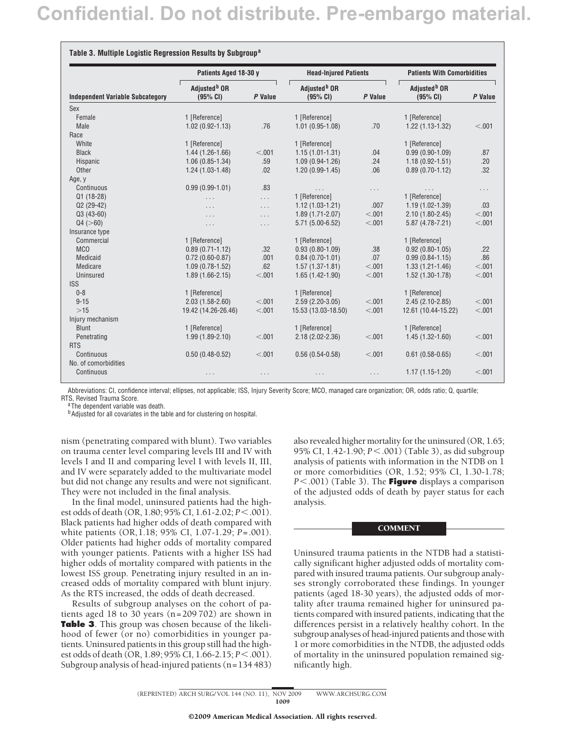**Table 3. Multiple Logistic Regression Results by Subgroup[a]**

| | Patients Aged 18-30 y | | Head-Injured Patients | | Patients With Comorbidities | |
|---|---|---|---|---|---|---|
| **Independent Variable Subcategory** | **Adjusted[b] OR (95% CI)** | ***P* Value** | **Adjusted[b] OR (95% CI)** | ***P* Value** | **Adjusted[b] OR (95% CI)** | ***P* Value** |
| Sex | | | | | | |
| Female | 1 [Reference] | | 1 [Reference] | | 1 [Reference] | |
| Male | 1.02 (0.92-1.13) | .76 | 1.01 (0.95-1.08) | .70 | 1.22 (1.13-1.32) | <.001 |
| Race | | | | | | |
| White | 1 [Reference] | | 1 [Reference] | | 1 [Reference] | |
| Black | 1.44 (1.26-1.66) | <.001 | 1.15 (1.01-1.31) | .04 | 0.99 (0.90-1.09) | .87 |
| Hispanic | 1.06 (0.85-1.34) | .59 | 1.09 (0.94-1.26) | .24 | 1.18 (0.92-1.51) | .20 |
| Other | 1.24 (1.03-1.48) | .02 | 1.20 (0.99-1.45) | .06 | 0.89 (0.70-1.12) | .32 |
| Age, y | | | | | | |
| Continuous | 0.99 (0.99-1.01) | .83 | ... | ... | ... | ... |
| Q1 (18-28) | ... | ... | 1 [Reference] | | 1 [Reference] | |
| Q2 (29-42) | ... | ... | 1.12 (1.03-1.21) | .007 | 1.19 (1.02-1.39) | .03 |
| Q3 (43-60) | ... | ... | 1.89 (1.71-2.07) | <.001 | 2.10 (1.80-2.45) | <.001 |
| Q4 (>60) | ... | ... | 5.71 (5.00-6.52) | <.001 | 5.87 (4.78-7.21) | <.001 |
| Insurance type | | | | | | |
| Commercial | 1 [Reference] | | 1 [Reference] | | 1 [Reference] | |
| MCO | 0.89 (0.71-1.12) | .32 | 0.93 (0.80-1.09) | .38 | 0.92 (0.80-1.05) | .22 |
| Medicaid | 0.72 (0.60-0.87) | .001 | 0.84 (0.70-1.01) | .07 | 0.99 (0.84-1.15) | .86 |
| Medicare | 1.09 (0.78-1.52) | .62 | 1.57 (1.37-1.81) | <.001 | 1.33 (1.21-1.46) | <.001 |
| Uninsured | 1.89 (1.66-2.15) | <.001 | 1.65 (1.42-1.90) | <.001 | 1.52 (1.30-1.78) | <.001 |
| ISS | | | | | | |
| 0-8 | 1 [Reference] | | 1 [Reference] | | 1 [Reference] | |
| 9-15 | 2.03 (1.58-2.60) | <.001 | 2.59 (2.20-3.05) | <.001 | 2.45 (2.10-2.85) | <.001 |
| >15 | 19.42 (14.26-26.46) | <.001 | 15.53 (13.03-18.50) | <.001 | 12.61 (10.44-15.22) | <.001 |
| Injury mechanism | | | | | | |
| Blunt | 1 [Reference] | | 1 [Reference] | | 1 [Reference] | |
| Penetrating | 1.99 (1.89-2.10) | <.001 | 2.18 (2.02-2.36) | <.001 | 1.45 (1.32-1.60) | <.001 |
| RTS | | | | | | |
| Continuous | 0.50 (0.48-0.52) | <.001 | 0.56 (0.54-0.58) | <.001 | 0.61 (0.58-0.65) | <.001 |
| No. of comorbidities | | | | | | |
| Continuous | ... | ... | ... | ... | 1.17 (1.15-1.20) | <.001 |

Abbreviations: CI, confidence interval; ellipses, not applicable; ISS, Injury Severity Score; MCO, managed care organization; OR, odds ratio; Q, quartile; RTS, Revised Trauma Score.

[a] The dependent variable was death.

[b] Adjusted for all covariates in the table and for clustering on hospital.

nism (penetrating compared with blunt). Two variables on trauma center level comparing levels III and IV with levels I and II and comparing level I with levels II, III, and IV were separately added to the multivariate model but did not change any results and were not significant. They were not included in the final analysis.

In the final model, uninsured patients had the highest odds of death (OR, 1.80; 95% CI, 1.61-2.02; $P<.001$). Black patients had higher odds of death compared with white patients (OR, 1.18; 95% CI, 1.07-1.29; $P=.001$). Older patients had higher odds of mortality compared with younger patients. Patients with a higher ISS had higher odds of mortality compared with patients in the lowest ISS group. Penetrating injury resulted in an increased odds of mortality compared with blunt injury. As the RTS increased, the odds of death decreased.

Results of subgroup analyses on the cohort of patients aged 18 to 30 years (n = 209 702) are shown in **Table 3**. This group was chosen because of the likelihood of fewer (or no) comorbidities in younger patients. Uninsured patients in this group still had the highest odds of death (OR, 1.89; 95% CI, 1.66-2.15; $P<.001$). Subgroup analysis of head-injured patients (n = 134 483) also revealed higher mortality for the uninsured (OR, 1.65; 95% CI, 1.42-1.90; $P<.001$) (Table 3), as did subgroup analysis of patients with information in the NTDB on 1 or more comorbidities (OR, 1.52; 95% CI, 1.30-1.78; $P<.001$) (Table 3). The **Figure** displays a comparison of the adjusted odds of death by payer status for each analysis.

## COMMENT

Uninsured trauma patients in the NTDB had a statistically significant higher adjusted odds of mortality compared with insured trauma patients. Our subgroup analyses strongly corroborated these findings. In younger patients (aged 18-30 years), the adjusted odds of mortality after trauma remained higher for uninsured patients compared with insured patients, indicating that the differences persist in a relatively healthy cohort. In the subgroup analyses of head-injured patients and those with 1 or more comorbidities in the NTDB, the adjusted odds of mortality in the uninsured population remained significantly high.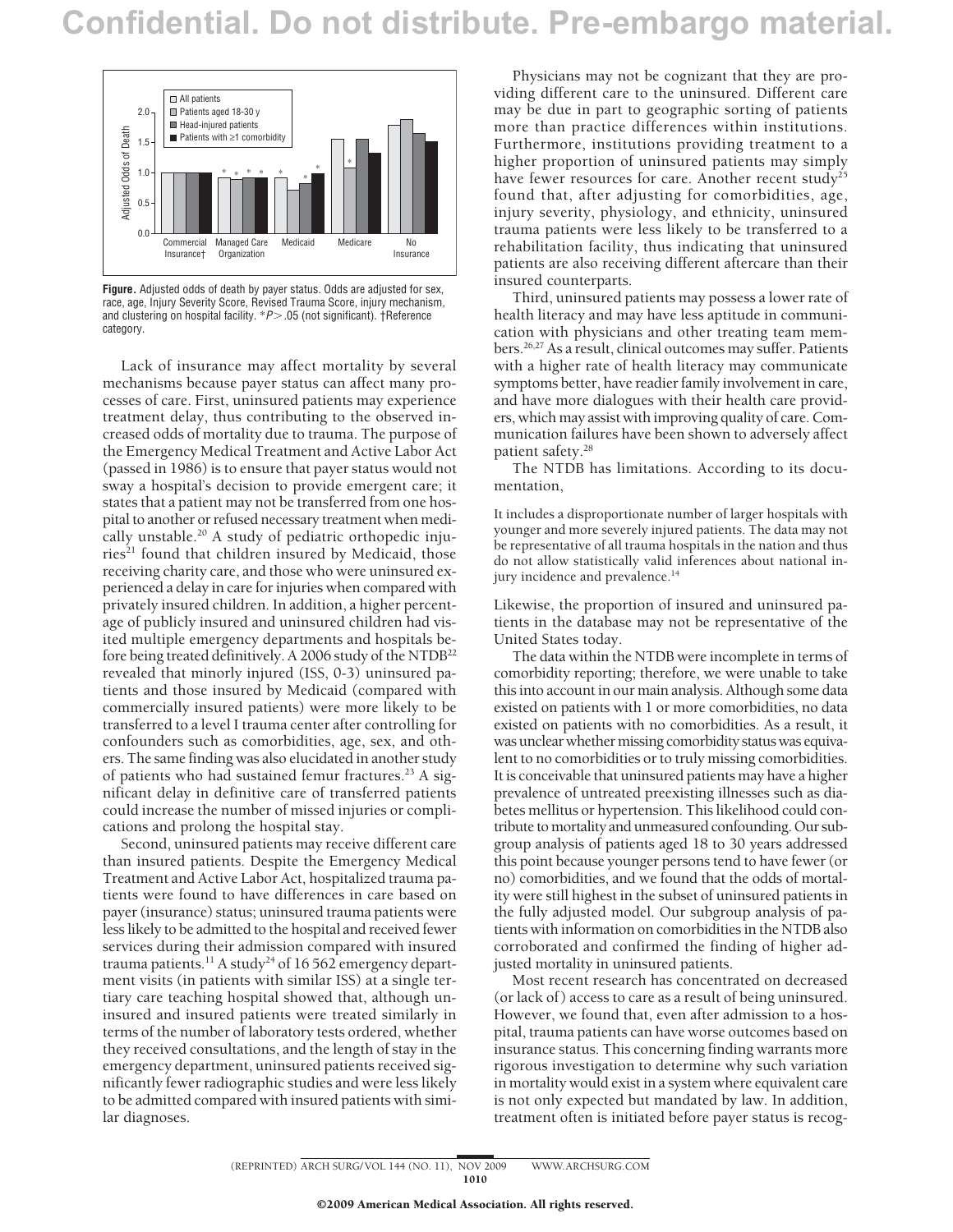All patients
Patients aged 18-30 y
Head-injured patients
Patients with ≥1 comorbidity

Adjusted Odds of Death

2.0
1.5
1.0
0.5
0.0

Commercial Insurance†
Managed Care Organization
Medicaid
Medicare
No Insurance

**Figure.** Adjusted odds of death by payer status. Odds are adjusted for sex, race, age, Injury Severity Score, Revised Trauma Score, injury mechanism, and clustering on hospital facility. *$P > .05$ (not significant). †Reference category.

Lack of insurance may affect mortality by several mechanisms because payer status can affect many processes of care. First, uninsured patients may experience treatment delay, thus contributing to the observed increased odds of mortality due to trauma. The purpose of the Emergency Medical Treatment and Active Labor Act (passed in 1986) is to ensure that payer status would not sway a hospital's decision to provide emergent care; it states that a patient may not be transferred from one hospital to another or refused necessary treatment when medically unstable.[20] A study of pediatric orthopedic injuries[21] found that children insured by Medicaid, those receiving charity care, and those who were uninsured experienced a delay in care for injuries when compared with privately insured children. In addition, a higher percentage of publicly insured and uninsured children had visited multiple emergency departments and hospitals before being treated definitively. A 2006 study of the NTDB[22] revealed that minorly injured (ISS, 0-3) uninsured patients and those insured by Medicaid (compared with commercially insured patients) were more likely to be transferred to a level I trauma center after controlling for confounders such as comorbidities, age, sex, and others. The same finding was also elucidated in another study of patients who had sustained femur fractures.[23] A significant delay in definitive care of transferred patients could increase the number of missed injuries or complications and prolong the hospital stay.

Second, uninsured patients may receive different care than insured patients. Despite the Emergency Medical Treatment and Active Labor Act, hospitalized trauma patients were found to have differences in care based on payer (insurance) status; uninsured trauma patients were less likely to be admitted to the hospital and received fewer services during their admission compared with insured trauma patients.[11] A study[24] of 16 562 emergency department visits (in patients with similar ISS) at a single tertiary care teaching hospital showed that, although uninsured and insured patients were treated similarly in terms of the number of laboratory tests ordered, whether they received consultations, and the length of stay in the emergency department, uninsured patients received significantly fewer radiographic studies and were less likely to be admitted compared with insured patients with similar diagnoses.

Physicians may not be cognizant that they are providing different care to the uninsured. Different care may be due in part to geographic sorting of patients more than practice differences within institutions. Furthermore, institutions providing treatment to a higher proportion of uninsured patients may simply have fewer resources for care. Another recent study[25] found that, after adjusting for comorbidities, age, injury severity, physiology, and ethnicity, uninsured trauma patients were less likely to be transferred to a rehabilitation facility, thus indicating that uninsured patients are also receiving different aftercare than their insured counterparts.

Third, uninsured patients may possess a lower rate of health literacy and may have less aptitude in communication with physicians and other treating team members.[26,27] As a result, clinical outcomes may suffer. Patients with a higher rate of health literacy may communicate symptoms better, have readier family involvement in care, and have more dialogues with their health care providers, which may assist with improving quality of care. Communication failures have been shown to adversely affect patient safety.[28]

The NTDB has limitations. According to its documentation,

> It includes a disproportionate number of larger hospitals with younger and more severely injured patients. The data may not be representative of all trauma hospitals in the nation and thus do not allow statistically valid inferences about national injury incidence and prevalence.[14]

Likewise, the proportion of insured and uninsured patients in the database may not be representative of the United States today.

The data within the NTDB were incomplete in terms of comorbidity reporting; therefore, we were unable to take this into account in our main analysis. Although some data existed on patients with 1 or more comorbidities, no data existed on patients with no comorbidities. As a result, it was unclear whether missing comorbidity status was equivalent to no comorbidities or to truly missing comorbidities. It is conceivable that uninsured patients may have a higher prevalence of untreated preexisting illnesses such as diabetes mellitus or hypertension. This likelihood could contribute to mortality and unmeasured confounding. Our subgroup analysis of patients aged 18 to 30 years addressed this point because younger persons tend to have fewer (or no) comorbidities, and we found that the odds of mortality were still highest in the subset of uninsured patients in the fully adjusted model. Our subgroup analysis of patients with information on comorbidities in the NTDB also corroborated and confirmed the finding of higher adjusted mortality in uninsured patients.

Most recent research has concentrated on decreased (or lack of) access to care as a result of being uninsured. However, we found that, even after admission to a hospital, trauma patients can have worse outcomes based on insurance status. This concerning finding warrants more rigorous investigation to determine why such variation in mortality would exist in a system where equivalent care is not only expected but mandated by law. In addition, treatment often is initiated before payer status is recog-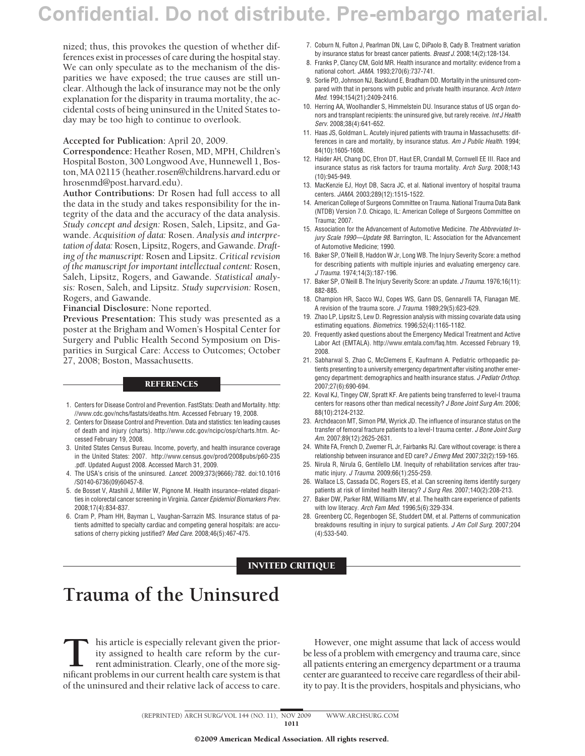nized; thus, this provokes the question of whether differences exist in processes of care during the hospital stay. We can only speculate as to the mechanism of the disparities we have exposed; the true causes are still unclear. Although the lack of insurance may not be the only explanation for the disparity in trauma mortality, the accidental costs of being uninsured in the United States today may be too high to continue to overlook.

**Accepted for Publication:** April 20, 2009.

**Correspondence:** Heather Rosen, MD, MPH, Children's Hospital Boston, 300 Longwood Ave, Hunnewell 1, Boston, MA 02115 (heather.rosen@childrens.harvard.edu or hrosenmd@post.harvard.edu).

**Author Contributions:** Dr Rosen had full access to all the data in the study and takes responsibility for the integrity of the data and the accuracy of the data analysis. *Study concept and design:* Rosen, Saleh, Lipsitz, and Gawande. *Acquisition of data:* Rosen. *Analysis and interpretation of data:* Rosen, Lipsitz, Rogers, and Gawande. *Drafting of the manuscript:* Rosen and Lipsitz. *Critical revision of the manuscript for important intellectual content:* Rosen, Saleh, Lipsitz, Rogers, and Gawande. *Statistical analysis:* Rosen, Saleh, and Lipsitz. *Study supervision:* Rosen, Rogers, and Gawande.

**Financial Disclosure:** None reported.

**Previous Presentation:** This study was presented as a poster at the Brigham and Women's Hospital Center for Surgery and Public Health Second Symposium on Disparities in Surgical Care: Access to Outcomes; October 27, 2008; Boston, Massachusetts.

## REFERENCES

1. Centers for Disease Control and Prevention. FastStats: Death and Mortality. http://www.cdc.gov/nchs/fastats/deaths.htm. Accessed February 19, 2008.
2. Centers for Disease Control and Prevention. Data and statistics: ten leading causes of death and injury (charts). http://www.cdc.gov/ncipc/osp/charts.htm. Accessed February 19, 2008.
3. United States Census Bureau. Income, poverty, and health insurance coverage in the United States: 2007. http://www.census.gov/prod/2008pubs/p60-235.pdf. Updated August 2008. Accessed March 31, 2009.
4. The USA's crisis of the uninsured. *Lancet*. 2009;373(9666):782. doi:10.1016/S0140-6736(09)60457-8.
5. de Bosset V, Atashili J, Miller W, Pignone M. Health insurance–related disparities in colorectal cancer screening in Virginia. *Cancer Epidemiol Biomarkers Prev*. 2008;17(4):834-837.
6. Cram P, Pham HH, Bayman L, Vaughan-Sarrazin MS. Insurance status of patients admitted to specialty cardiac and competing general hospitals: are accusations of cherry picking justified? *Med Care*. 2008;46(5):467-475.
7. Coburn N, Fulton J, Pearlman DN, Law C, DiPaolo B, Cady B. Treatment variation by insurance status for breast cancer patients. *Breast J*. 2008;14(2):128-134.
8. Franks P, Clancy CM, Gold MR. Health insurance and mortality: evidence from a national cohort. *JAMA*. 1993;270(6):737-741.
9. Sorlie PD, Johnson NJ, Backlund E, Bradham DD. Mortality in the uninsured compared with that in persons with public and private health insurance. *Arch Intern Med*. 1994;154(21):2409-2416.
10. Herring AA, Woolhandler S, Himmelstein DU. Insurance status of US organ donors and transplant recipients: the uninsured give, but rarely receive. *Int J Health Serv*. 2008;38(4):641-652.
11. Haas JS, Goldman L. Acutely injured patients with trauma in Massachusetts: differences in care and mortality, by insurance status. *Am J Public Health*. 1994;84(10):1605-1608.
12. Haider AH, Chang DC, Efron DT, Haut ER, Crandall M, Cornwell EE III. Race and insurance status as risk factors for trauma mortality. *Arch Surg*. 2008;143(10):945-949.
13. MacKenzie EJ, Hoyt DB, Sacra JC, et al. National inventory of hospital trauma centers. *JAMA*. 2003;289(12):1515-1522.
14. American College of Surgeons Committee on Trauma. National Trauma Data Bank (NTDB) Version 7.0. Chicago, IL: American College of Surgeons Committee on Trauma; 2007.
15. Association for the Advancement of Automotive Medicine. *The Abbreviated Injury Scale 1990—Update 98*. Barrington, IL: Association for the Advancement of Automotive Medicine; 1990.
16. Baker SP, O'Neill B, Haddon W Jr, Long WB. The Injury Severity Score: a method for describing patients with multiple injuries and evaluating emergency care. *J Trauma*. 1974;14(3):187-196.
17. Baker SP, O'Neill B. The Injury Severity Score: an update. *J Trauma*. 1976;16(11):882-885.
18. Champion HR, Sacco WJ, Copes WS, Gann DS, Gennarelli TA, Flanagan ME. A revision of the trauma score. *J Trauma*. 1989;29(5):623-629.
19. Zhao LP, Lipsitz S, Lew D. Regression analysis with missing covariate data using estimating equations. *Biometrics*. 1996;52(4):1165-1182.
20. Frequently asked questions about the Emergency Medical Treatment and Active Labor Act (EMTALA). http://www.emtala.com/faq.htm. Accessed February 19, 2008.
21. Sabharwal S, Zhao C, McClemens E, Kaufmann A. Pediatric orthopaedic patients presenting to a university emergency department after visiting another emergency department: demographics and health insurance status. *J Pediatr Orthop*. 2007;27(6):690-694.
22. Koval KJ, Tingey CW, Spratt KF. Are patients being transferred to level-I trauma centers for reasons other than medical necessity? *J Bone Joint Surg Am*. 2006;88(10):2124-2132.
23. Archdeacon MT, Simon PM, Wyrick JD. The influence of insurance status on the transfer of femoral fracture patients to a level-I trauma center. *J Bone Joint Surg Am*. 2007;89(12):2625-2631.
24. White FA, French D, Zwemer FL Jr, Fairbanks RJ. Care without coverage: is there a relationship between insurance and ED care? *J Emerg Med*. 2007;32(2):159-165.
25. Nirula R, Nirula G, Gentilello LM. Inequity of rehabilitation services after traumatic injury. *J Trauma*. 2009;66(1):255-259.
26. Wallace LS, Cassada DC, Rogers ES, et al. Can screening items identify surgery patients at risk of limited health literacy? *J Surg Res*. 2007;140(2):208-213.
27. Baker DW, Parker RM, Williams MV, et al. The health care experience of patients with low literacy. *Arch Fam Med*. 1996;5(6):329-334.
28. Greenberg CC, Regenbogen SE, Studdert DM, et al. Patterns of communication breakdowns resulting in injury to surgical patients. *J Am Coll Surg*. 2007;204(4):533-540.

## INVITED CRITIQUE

# Trauma of the Uninsured

This article is especially relevant given the priority assigned to health care reform by the current administration. Clearly, one of the more significant problems in our current health care system is that of the uninsured and their relative lack of access to care.

However, one might assume that lack of access would be less of a problem with emergency and trauma care, since all patients entering an emergency department or a trauma center are guaranteed to receive care regardless of their ability to pay. It is the providers, hospitals and physicians, who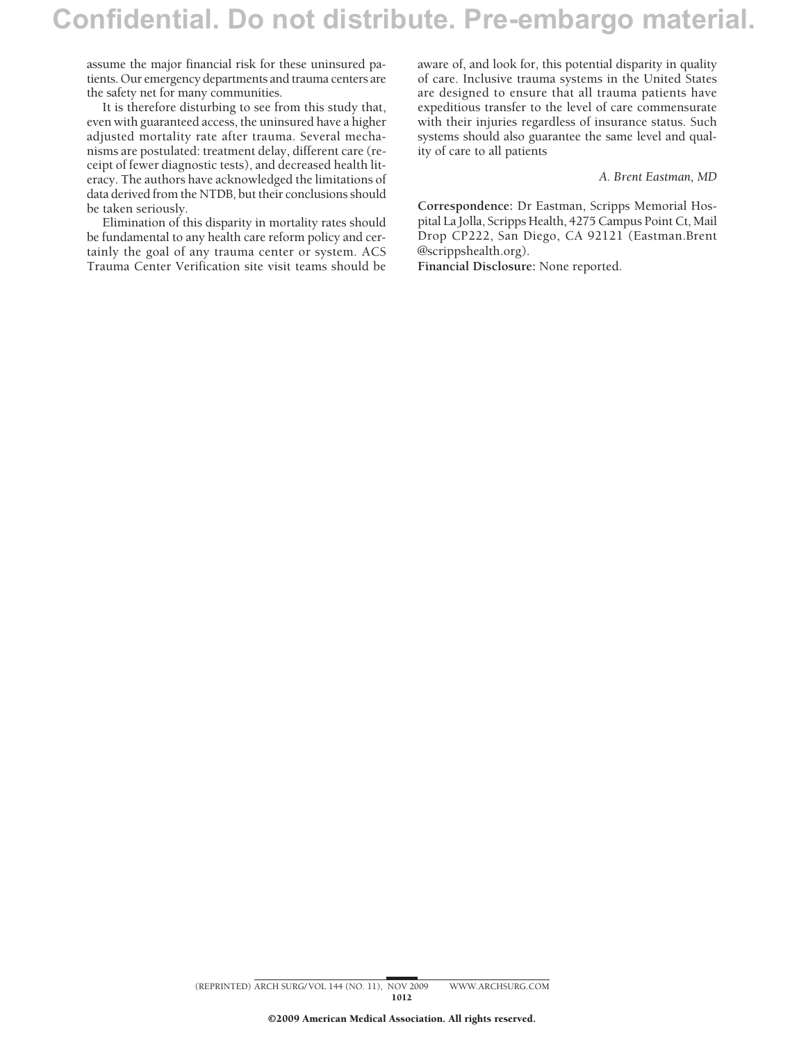assume the major financial risk for these uninsured patients. Our emergency departments and trauma centers are the safety net for many communities.

It is therefore disturbing to see from this study that, even with guaranteed access, the uninsured have a higher adjusted mortality rate after trauma. Several mechanisms are postulated: treatment delay, different care (receipt of fewer diagnostic tests), and decreased health literacy. The authors have acknowledged the limitations of data derived from the NTDB, but their conclusions should be taken seriously.

Elimination of this disparity in mortality rates should be fundamental to any health care reform policy and certainly the goal of any trauma center or system. ACS Trauma Center Verification site visit teams should be aware of, and look for, this potential disparity in quality of care. Inclusive trauma systems in the United States are designed to ensure that all trauma patients have expeditious transfer to the level of care commensurate with their injuries regardless of insurance status. Such systems should also guarantee the same level and quality of care to all patients

*A. Brent Eastman, MD*

**Correspondence:** Dr Eastman, Scripps Memorial Hospital La Jolla, Scripps Health, 4275 Campus Point Ct, Mail Drop CP222, San Diego, CA 92121 (Eastman.Brent@scrippshealth.org).

**Financial Disclosure:** None reported.